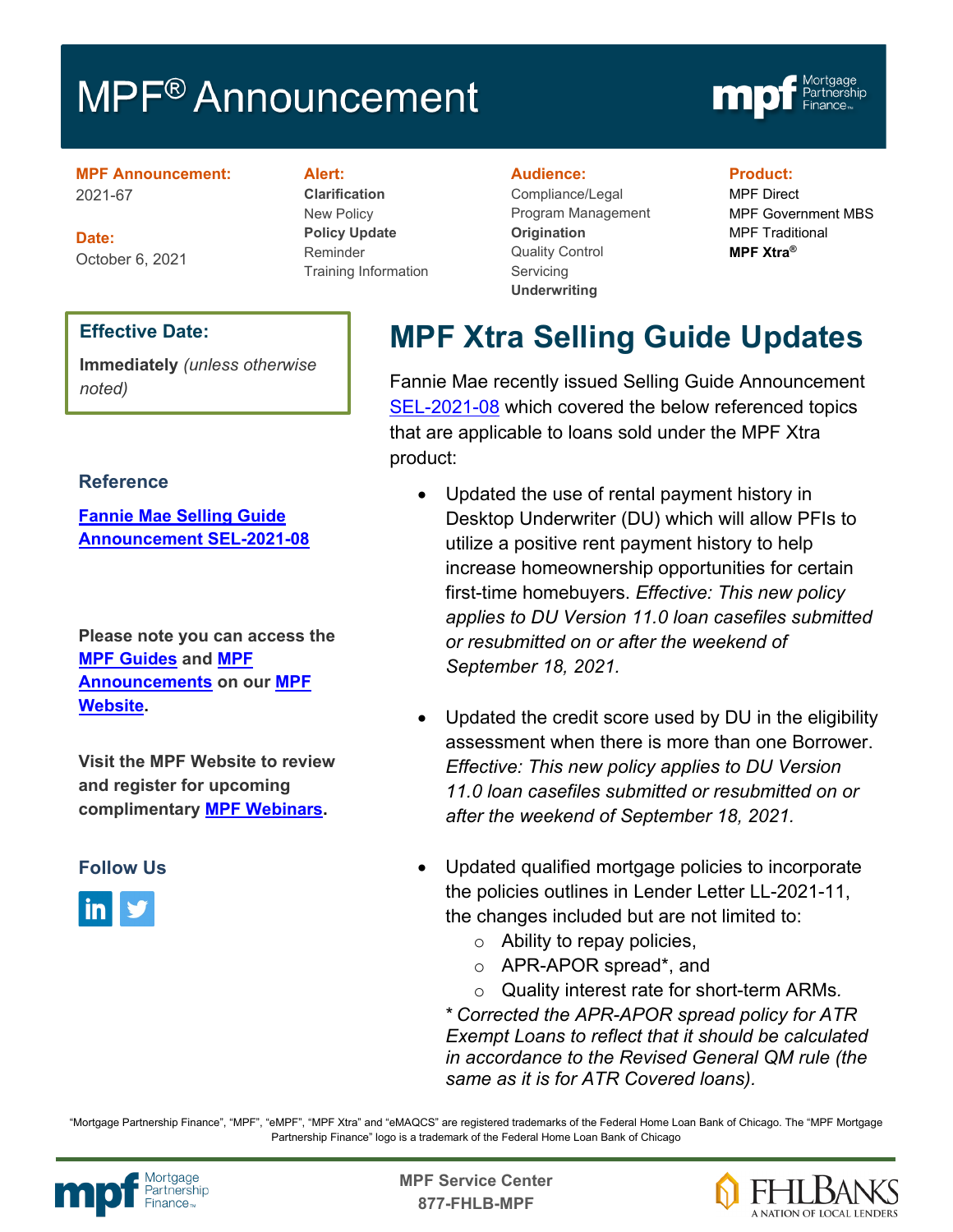# MPF® Announcement

**MPF Announcement:**
2021-67

**Date:**
October 6, 2021

**Alert:**
**Clarification**
New Policy
**Policy Update**
Reminder
Training Information

**Audience:**
Compliance/Legal
Program Management
**Origination**
Quality Control
Servicing
**Underwriting**

**Product:**
MPF Direct
MPF Government MBS
MPF Traditional
**MPF Xtra®**

**Effective Date:**

**Immediately** *(unless otherwise noted)*

## MPF Xtra Selling Guide Updates

Fannie Mae recently issued Selling Guide Announcement SEL-2021-08 which covered the below referenced topics that are applicable to loans sold under the MPF Xtra product:

- Updated the use of rental payment history in Desktop Underwriter (DU) which will allow PFIs to utilize a positive rent payment history to help increase homeownership opportunities for certain first-time homebuyers. *Effective: This new policy applies to DU Version 11.0 loan casefiles submitted or resubmitted on or after the weekend of September 18, 2021.*

- Updated the credit score used by DU in the eligibility assessment when there is more than one Borrower. *Effective: This new policy applies to DU Version 11.0 loan casefiles submitted or resubmitted on or after the weekend of September 18, 2021.*

- Updated qualified mortgage policies to incorporate the policies outlines in Lender Letter LL-2021-11, the changes included but are not limited to:
  - Ability to repay policies,
  - APR-APOR spread*, and
  - Quality interest rate for short-term ARMs.

  *\* Corrected the APR-APOR spread policy for ATR Exempt Loans to reflect that it should be calculated in accordance to the Revised General QM rule (the same as it is for ATR Covered loans).*

### Reference

**Fannie Mae Selling Guide Announcement SEL-2021-08**

**Please note you can access the MPF Guides and MPF Announcements on our MPF Website.**

**Visit the MPF Website to review and register for upcoming complimentary MPF Webinars.**

### Follow Us

"Mortgage Partnership Finance", "MPF", "eMPF", "MPF Xtra" and "eMAQCS" are registered trademarks of the Federal Home Loan Bank of Chicago. The "MPF Mortgage Partnership Finance" logo is a trademark of the Federal Home Loan Bank of Chicago

**MPF Service Center**
**877-FHLB-MPF**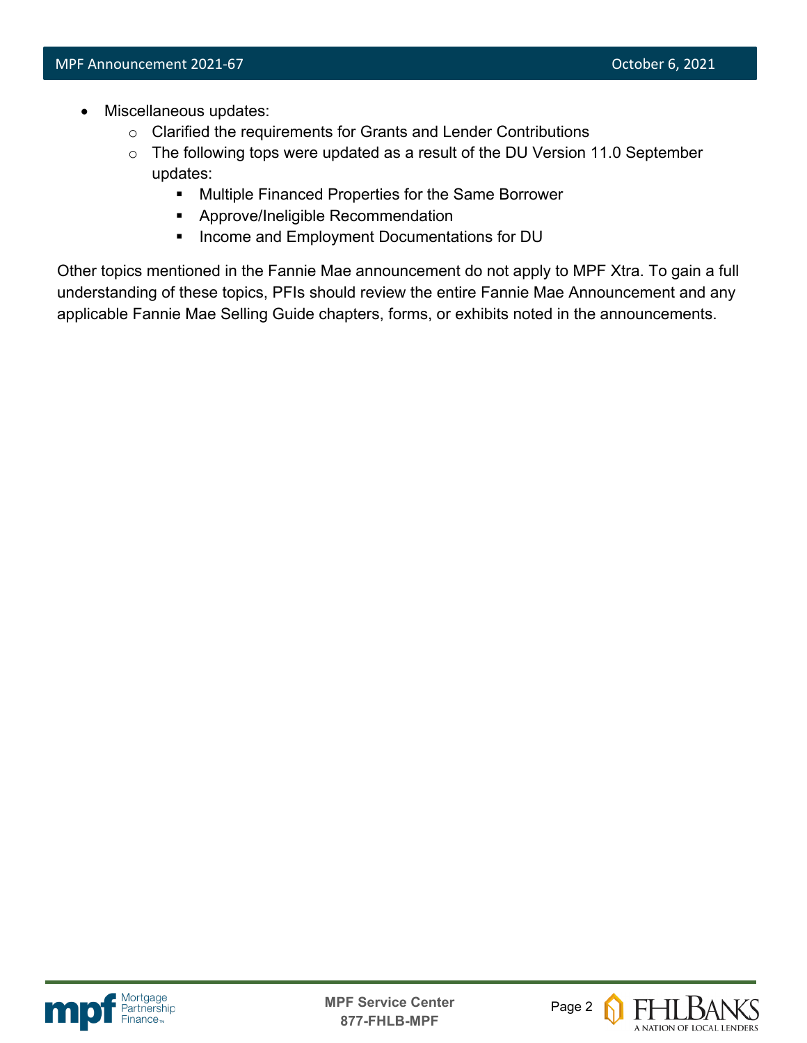- Miscellaneous updates:
  - Clarified the requirements for Grants and Lender Contributions
  - The following tops were updated as a result of the DU Version 11.0 September updates:
    - Multiple Financed Properties for the Same Borrower
    - Approve/Ineligible Recommendation
    - Income and Employment Documentations for DU

Other topics mentioned in the Fannie Mae announcement do not apply to MPF Xtra. To gain a full understanding of these topics, PFIs should review the entire Fannie Mae Announcement and any applicable Fannie Mae Selling Guide chapters, forms, or exhibits noted in the announcements.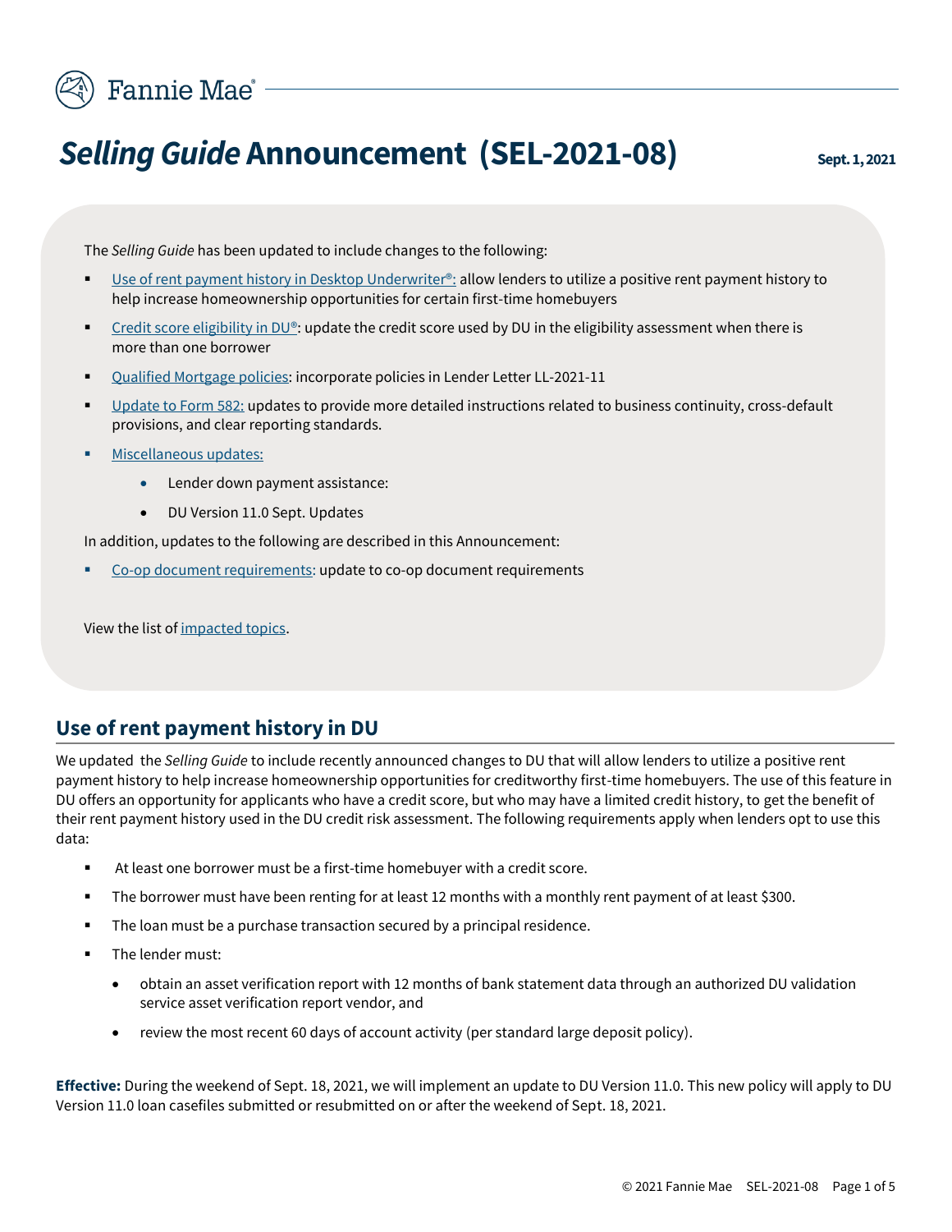# *Selling Guide* Announcement (SEL-2021-08)

**Sept. 1, 2021**

The *Selling Guide* has been updated to include changes to the following:

- Use of rent payment history in Desktop Underwriter®: allow lenders to utilize a positive rent payment history to help increase homeownership opportunities for certain first-time homebuyers
- Credit score eligibility in DU®: update the credit score used by DU in the eligibility assessment when there is more than one borrower
- Qualified Mortgage policies: incorporate policies in Lender Letter LL-2021-11
- Update to Form 582: updates to provide more detailed instructions related to business continuity, cross-default provisions, and clear reporting standards.
- Miscellaneous updates:
  - Lender down payment assistance:
  - DU Version 11.0 Sept. Updates

In addition, updates to the following are described in this Announcement:

- Co-op document requirements: update to co-op document requirements

View the list of impacted topics.

## Use of rent payment history in DU

We updated the *Selling Guide* to include recently announced changes to DU that will allow lenders to utilize a positive rent payment history to help increase homeownership opportunities for creditworthy first-time homebuyers. The use of this feature in DU offers an opportunity for applicants who have a credit score, but who may have a limited credit history, to get the benefit of their rent payment history used in the DU credit risk assessment. The following requirements apply when lenders opt to use this data:

- At least one borrower must be a first-time homebuyer with a credit score.
- The borrower must have been renting for at least 12 months with a monthly rent payment of at least $300.
- The loan must be a purchase transaction secured by a principal residence.
- The lender must:
  - obtain an asset verification report with 12 months of bank statement data through an authorized DU validation service asset verification report vendor, and
  - review the most recent 60 days of account activity (per standard large deposit policy).

**Effective:** During the weekend of Sept. 18, 2021, we will implement an update to DU Version 11.0. This new policy will apply to DU Version 11.0 loan casefiles submitted or resubmitted on or after the weekend of Sept. 18, 2021.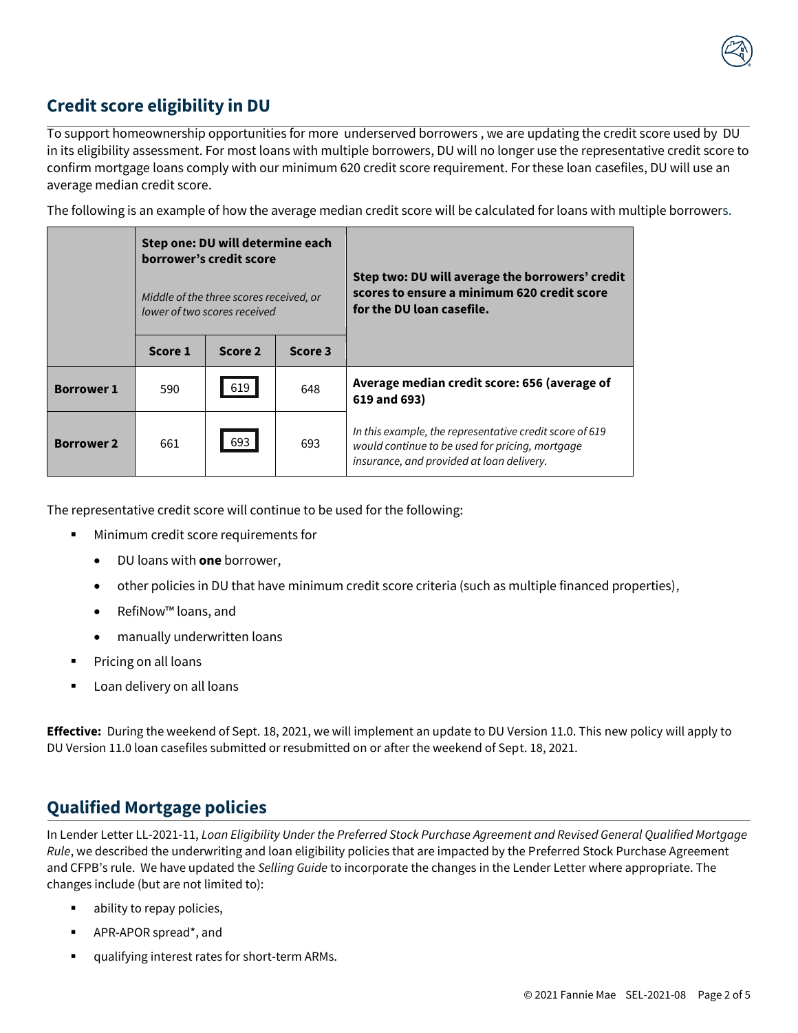## Credit score eligibility in DU

To support homeownership opportunities for more underserved borrowers , we are updating the credit score used by DU in its eligibility assessment. For most loans with multiple borrowers, DU will no longer use the representative credit score to confirm mortgage loans comply with our minimum 620 credit score requirement. For these loan casefiles, DU will use an average median credit score.

The following is an example of how the average median credit score will be calculated for loans with multiple borrowers.

| | **Step one: DU will determine each borrower's credit score** *Middle of the three scores received, or lower of two scores received* | | | **Step two: DU will average the borrowers' credit scores to ensure a minimum 620 credit score for the DU loan casefile.** |
|---|---|---|---|---|
| | **Score 1** | **Score 2** | **Score 3** | |
| **Borrower 1** | 590 | 619 | 648 | **Average median credit score: 656 (average of 619 and 693)** |
| **Borrower 2** | 661 | 693 | 693 | *In this example, the representative credit score of 619 would continue to be used for pricing, mortgage insurance, and provided at loan delivery.* |

The representative credit score will continue to be used for the following:

- Minimum credit score requirements for
  - DU loans with **one** borrower,
  - other policies in DU that have minimum credit score criteria (such as multiple financed properties),
  - RefiNow™ loans, and
  - manually underwritten loans
- Pricing on all loans
- Loan delivery on all loans

**Effective:** During the weekend of Sept. 18, 2021, we will implement an update to DU Version 11.0. This new policy will apply to DU Version 11.0 loan casefiles submitted or resubmitted on or after the weekend of Sept. 18, 2021.

## Qualified Mortgage policies

In Lender Letter LL-2021-11, *Loan Eligibility Under the Preferred Stock Purchase Agreement and Revised General Qualified Mortgage Rule*, we described the underwriting and loan eligibility policies that are impacted by the Preferred Stock Purchase Agreement and CFPB's rule. We have updated the *Selling Guide* to incorporate the changes in the Lender Letter where appropriate. The changes include (but are not limited to):

- ability to repay policies,
- APR-APOR spread*, and
- qualifying interest rates for short-term ARMs.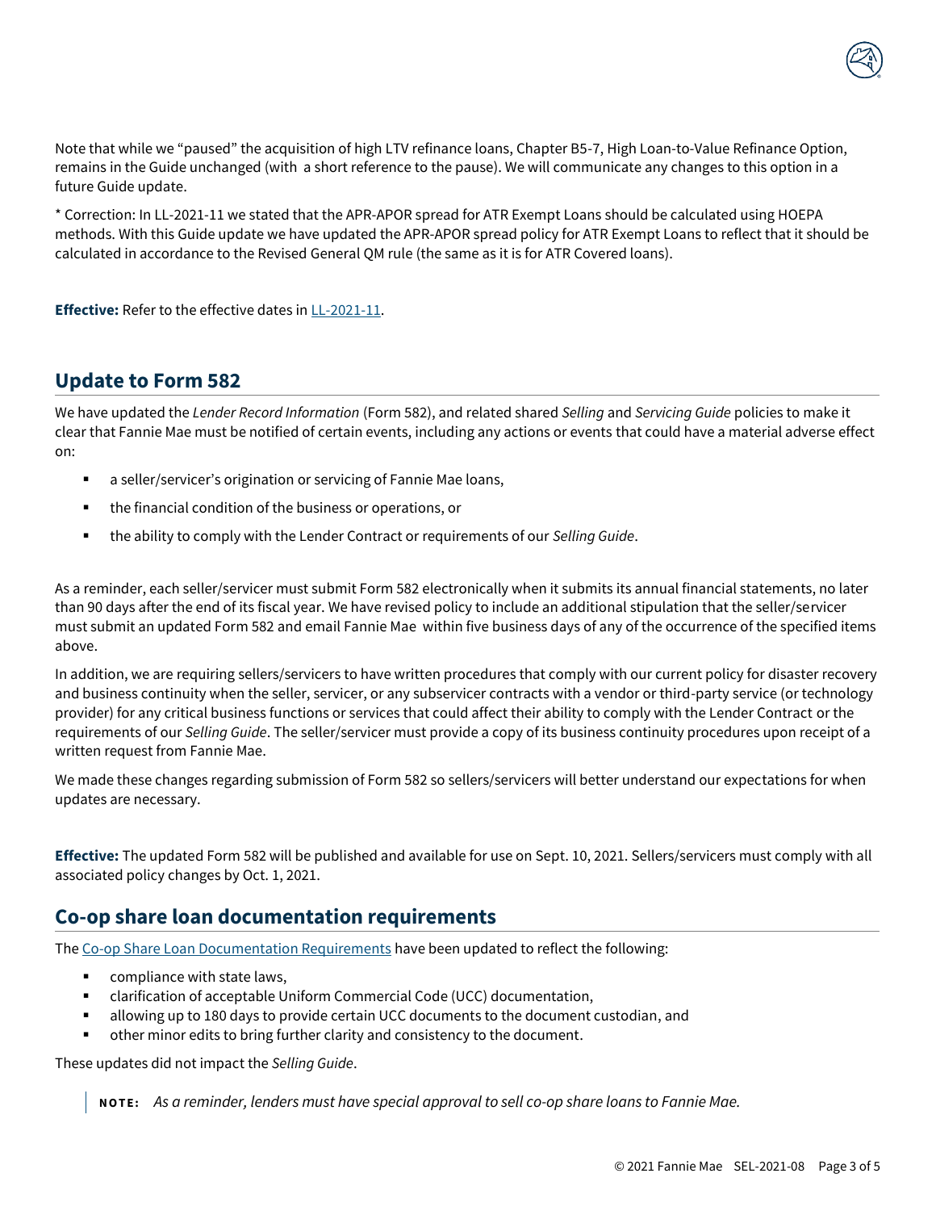Note that while we "paused" the acquisition of high LTV refinance loans, Chapter B5-7, High Loan-to-Value Refinance Option, remains in the Guide unchanged (with a short reference to the pause). We will communicate any changes to this option in a future Guide update.

* Correction: In LL-2021-11 we stated that the APR-APOR spread for ATR Exempt Loans should be calculated using HOEPA methods. With this Guide update we have updated the APR-APOR spread policy for ATR Exempt Loans to reflect that it should be calculated in accordance to the Revised General QM rule (the same as it is for ATR Covered loans).

**Effective:** Refer to the effective dates in [LL-2021-11](LL-2021-11).

## Update to Form 582

We have updated the *Lender Record Information* (Form 582), and related shared *Selling* and *Servicing Guide* policies to make it clear that Fannie Mae must be notified of certain events, including any actions or events that could have a material adverse effect on:

- a seller/servicer's origination or servicing of Fannie Mae loans,
- the financial condition of the business or operations, or
- the ability to comply with the Lender Contract or requirements of our *Selling Guide*.

As a reminder, each seller/servicer must submit Form 582 electronically when it submits its annual financial statements, no later than 90 days after the end of its fiscal year. We have revised policy to include an additional stipulation that the seller/servicer must submit an updated Form 582 and email Fannie Mae within five business days of any of the occurrence of the specified items above.

In addition, we are requiring sellers/servicers to have written procedures that comply with our current policy for disaster recovery and business continuity when the seller, servicer, or any subservicer contracts with a vendor or third-party service (or technology provider) for any critical business functions or services that could affect their ability to comply with the Lender Contract or the requirements of our *Selling Guide*. The seller/servicer must provide a copy of its business continuity procedures upon receipt of a written request from Fannie Mae.

We made these changes regarding submission of Form 582 so sellers/servicers will better understand our expectations for when updates are necessary.

**Effective:** The updated Form 582 will be published and available for use on Sept. 10, 2021. Sellers/servicers must comply with all associated policy changes by Oct. 1, 2021.

## Co-op share loan documentation requirements

The [Co-op Share Loan Documentation Requirements](Co-op Share Loan Documentation Requirements) have been updated to reflect the following:

- compliance with state laws,
- clarification of acceptable Uniform Commercial Code (UCC) documentation,
- allowing up to 180 days to provide certain UCC documents to the document custodian, and
- other minor edits to bring further clarity and consistency to the document.

These updates did not impact the *Selling Guide*.

> **NOTE:** *As a reminder, lenders must have special approval to sell co-op share loans to Fannie Mae.*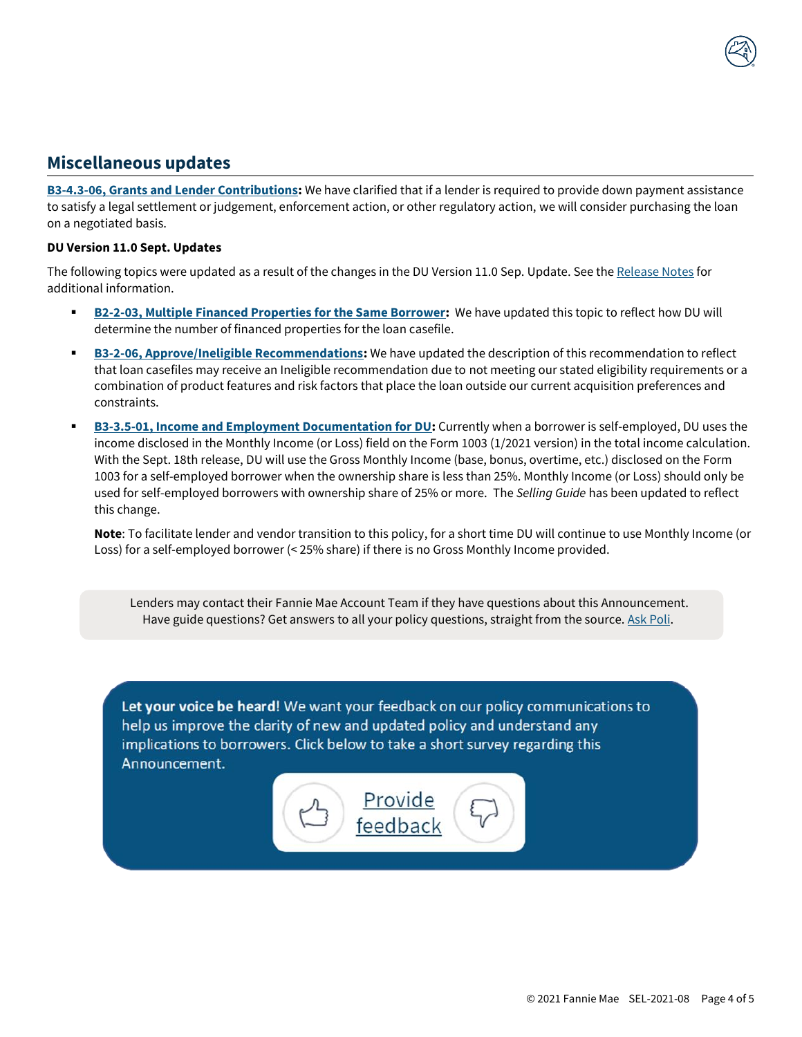## Miscellaneous updates

**B3-4.3-06, Grants and Lender Contributions:** We have clarified that if a lender is required to provide down payment assistance to satisfy a legal settlement or judgement, enforcement action, or other regulatory action, we will consider purchasing the loan on a negotiated basis.

**DU Version 11.0 Sept. Updates**

The following topics were updated as a result of the changes in the DU Version 11.0 Sep. Update. See the Release Notes for additional information.

- **B2-2-03, Multiple Financed Properties for the Same Borrower:** We have updated this topic to reflect how DU will determine the number of financed properties for the loan casefile.
- **B3-2-06, Approve/Ineligible Recommendations:** We have updated the description of this recommendation to reflect that loan casefiles may receive an Ineligible recommendation due to not meeting our stated eligibility requirements or a combination of product features and risk factors that place the loan outside our current acquisition preferences and constraints.
- **B3-3.5-01, Income and Employment Documentation for DU:** Currently when a borrower is self-employed, DU uses the income disclosed in the Monthly Income (or Loss) field on the Form 1003 (1/2021 version) in the total income calculation. With the Sept. 18th release, DU will use the Gross Monthly Income (base, bonus, overtime, etc.) disclosed on the Form 1003 for a self-employed borrower when the ownership share is less than 25%. Monthly Income (or Loss) should only be used for self-employed borrowers with ownership share of 25% or more. The *Selling Guide* has been updated to reflect this change.

  **Note**: To facilitate lender and vendor transition to this policy, for a short time DU will continue to use Monthly Income (or Loss) for a self-employed borrower (< 25% share) if there is no Gross Monthly Income provided.

Lenders may contact their Fannie Mae Account Team if they have questions about this Announcement.
Have guide questions? Get answers to all your policy questions, straight from the source. Ask Poli.

**Let your voice be heard!** We want your feedback on our policy communications to help us improve the clarity of new and updated policy and understand any implications to borrowers. Click below to take a short survey regarding this Announcement.

Provide feedback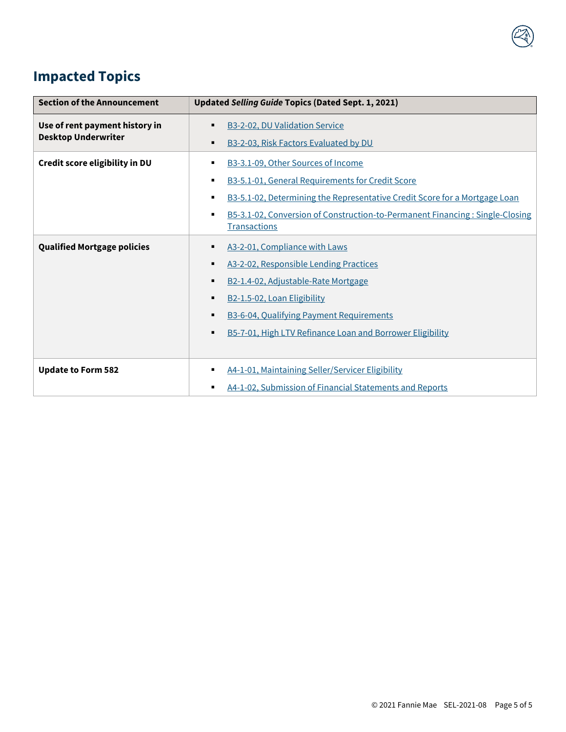## Impacted Topics

| Section of the Announcement | Updated *Selling Guide* Topics (Dated Sept. 1, 2021) |
|---|---|
| **Use of rent payment history in Desktop Underwriter** | ▪ B3-2-02, DU Validation Service<br>▪ B3-2-03, Risk Factors Evaluated by DU |
| **Credit score eligibility in DU** | ▪ B3-3.1-09, Other Sources of Income<br>▪ B3-5.1-01, General Requirements for Credit Score<br>▪ B3-5.1-02, Determining the Representative Credit Score for a Mortgage Loan<br>▪ B5-3.1-02, Conversion of Construction-to-Permanent Financing : Single-Closing Transactions |
| **Qualified Mortgage policies** | ▪ A3-2-01, Compliance with Laws<br>▪ A3-2-02, Responsible Lending Practices<br>▪ B2-1.4-02, Adjustable-Rate Mortgage<br>▪ B2-1.5-02, Loan Eligibility<br>▪ B3-6-04, Qualifying Payment Requirements<br>▪ B5-7-01, High LTV Refinance Loan and Borrower Eligibility |
| **Update to Form 582** | ▪ A4-1-01, Maintaining Seller/Servicer Eligibility<br>▪ A4-1-02, Submission of Financial Statements and Reports |